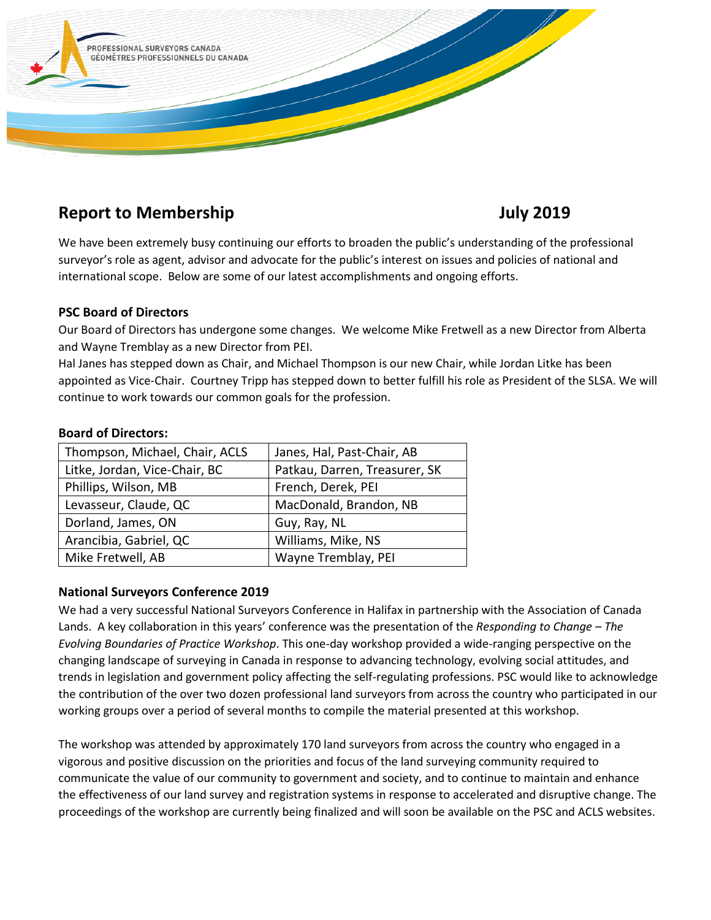PROFESSIONAL SURVEYORS CANADA
GÉOMÈTRES PROFESSIONNELS DU CANADA

# Report to Membership July 2019

We have been extremely busy continuing our efforts to broaden the public's understanding of the professional surveyor's role as agent, advisor and advocate for the public's interest on issues and policies of national and international scope. Below are some of our latest accomplishments and ongoing efforts.

## PSC Board of Directors

Our Board of Directors has undergone some changes. We welcome Mike Fretwell as a new Director from Alberta and Wayne Tremblay as a new Director from PEI.
Hal Janes has stepped down as Chair, and Michael Thompson is our new Chair, while Jordan Litke has been appointed as Vice-Chair. Courtney Tripp has stepped down to better fulfill his role as President of the SLSA. We will continue to work towards our common goals for the profession.

**Board of Directors:**

| Thompson, Michael, Chair, ACLS | Janes, Hal, Past-Chair, AB |
|---|---|
| Litke, Jordan, Vice-Chair, BC | Patkau, Darren, Treasurer, SK |
| Phillips, Wilson, MB | French, Derek, PEI |
| Levasseur, Claude, QC | MacDonald, Brandon, NB |
| Dorland, James, ON | Guy, Ray, NL |
| Arancibia, Gabriel, QC | Williams, Mike, NS |
| Mike Fretwell, AB | Wayne Tremblay, PEI |

## National Surveyors Conference 2019

We had a very successful National Surveyors Conference in Halifax in partnership with the Association of Canada Lands. A key collaboration in this years' conference was the presentation of the *Responding to Change – The Evolving Boundaries of Practice Workshop*. This one-day workshop provided a wide-ranging perspective on the changing landscape of surveying in Canada in response to advancing technology, evolving social attitudes, and trends in legislation and government policy affecting the self-regulating professions. PSC would like to acknowledge the contribution of the over two dozen professional land surveyors from across the country who participated in our working groups over a period of several months to compile the material presented at this workshop.

The workshop was attended by approximately 170 land surveyors from across the country who engaged in a vigorous and positive discussion on the priorities and focus of the land surveying community required to communicate the value of our community to government and society, and to continue to maintain and enhance the effectiveness of our land survey and registration systems in response to accelerated and disruptive change. The proceedings of the workshop are currently being finalized and will soon be available on the PSC and ACLS websites.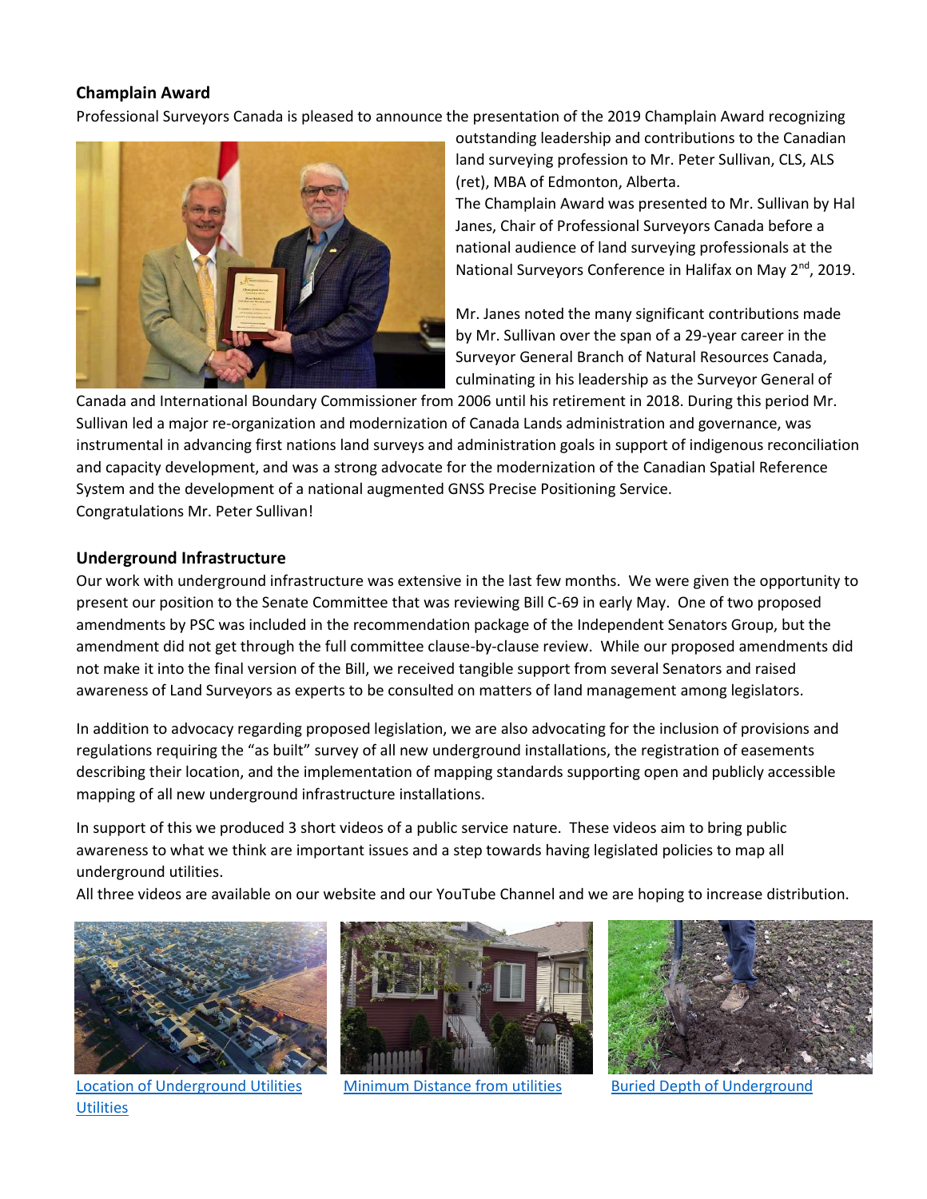**Champlain Award**

Professional Surveyors Canada is pleased to announce the presentation of the 2019 Champlain Award recognizing outstanding leadership and contributions to the Canadian land surveying profession to Mr. Peter Sullivan, CLS, ALS (ret), MBA of Edmonton, Alberta.

The Champlain Award was presented to Mr. Sullivan by Hal Janes, Chair of Professional Surveyors Canada before a national audience of land surveying professionals at the National Surveyors Conference in Halifax on May 2nd, 2019.

Mr. Janes noted the many significant contributions made by Mr. Sullivan over the span of a 29-year career in the Surveyor General Branch of Natural Resources Canada, culminating in his leadership as the Surveyor General of Canada and International Boundary Commissioner from 2006 until his retirement in 2018. During this period Mr. Sullivan led a major re-organization and modernization of Canada Lands administration and governance, was instrumental in advancing first nations land surveys and administration goals in support of indigenous reconciliation and capacity development, and was a strong advocate for the modernization of the Canadian Spatial Reference System and the development of a national augmented GNSS Precise Positioning Service.

Congratulations Mr. Peter Sullivan!

**Underground Infrastructure**

Our work with underground infrastructure was extensive in the last few months. We were given the opportunity to present our position to the Senate Committee that was reviewing Bill C-69 in early May. One of two proposed amendments by PSC was included in the recommendation package of the Independent Senators Group, but the amendment did not get through the full committee clause-by-clause review. While our proposed amendments did not make it into the final version of the Bill, we received tangible support from several Senators and raised awareness of Land Surveyors as experts to be consulted on matters of land management among legislators.

In addition to advocacy regarding proposed legislation, we are also advocating for the inclusion of provisions and regulations requiring the "as built" survey of all new underground installations, the registration of easements describing their location, and the implementation of mapping standards supporting open and publicly accessible mapping of all new underground infrastructure installations.

In support of this we produced 3 short videos of a public service nature. These videos aim to bring public awareness to what we think are important issues and a step towards having legislated policies to map all underground utilities.

All three videos are available on our website and our YouTube Channel and we are hoping to increase distribution.

Location of Underground Utilities Utilities

Minimum Distance from utilities

Buried Depth of Underground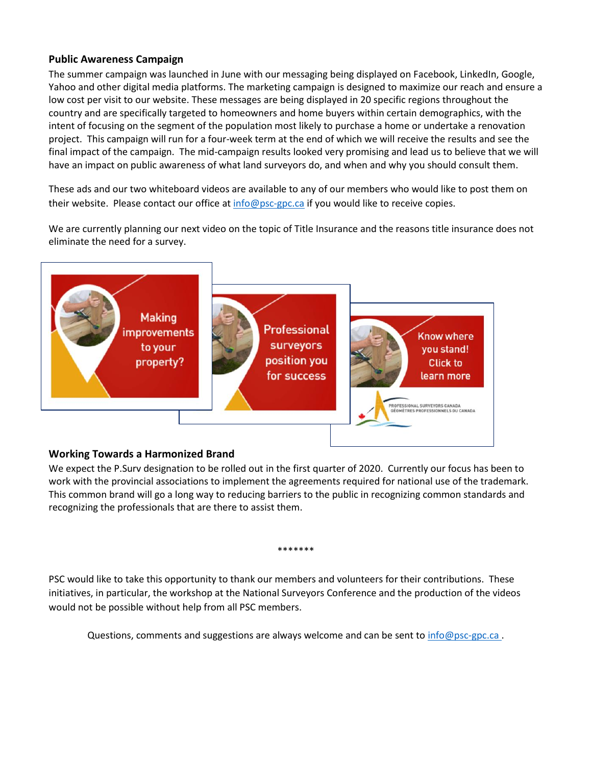### Public Awareness Campaign

The summer campaign was launched in June with our messaging being displayed on Facebook, LinkedIn, Google, Yahoo and other digital media platforms. The marketing campaign is designed to maximize our reach and ensure a low cost per visit to our website. These messages are being displayed in 20 specific regions throughout the country and are specifically targeted to homeowners and home buyers within certain demographics, with the intent of focusing on the segment of the population most likely to purchase a home or undertake a renovation project. This campaign will run for a four-week term at the end of which we will receive the results and see the final impact of the campaign. The mid-campaign results looked very promising and lead us to believe that we will have an impact on public awareness of what land surveyors do, and when and why you should consult them.

These ads and our two whiteboard videos are available to any of our members who would like to post them on their website. Please contact our office at info@psc-gpc.ca if you would like to receive copies.

We are currently planning our next video on the topic of Title Insurance and the reasons title insurance does not eliminate the need for a survey.

Making improvements to your property?

Professional surveyors position you for success

Know where you stand! Click to learn more

PROFESSIONAL SURVEYORS CANADA
GÉOMÈTRES PROFESSIONNELS DU CANADA

### Working Towards a Harmonized Brand

We expect the P.Surv designation to be rolled out in the first quarter of 2020. Currently our focus has been to work with the provincial associations to implement the agreements required for national use of the trademark. This common brand will go a long way to reducing barriers to the public in recognizing common standards and recognizing the professionals that are there to assist them.

*******

PSC would like to take this opportunity to thank our members and volunteers for their contributions. These initiatives, in particular, the workshop at the National Surveyors Conference and the production of the videos would not be possible without help from all PSC members.

Questions, comments and suggestions are always welcome and can be sent to info@psc-gpc.ca .